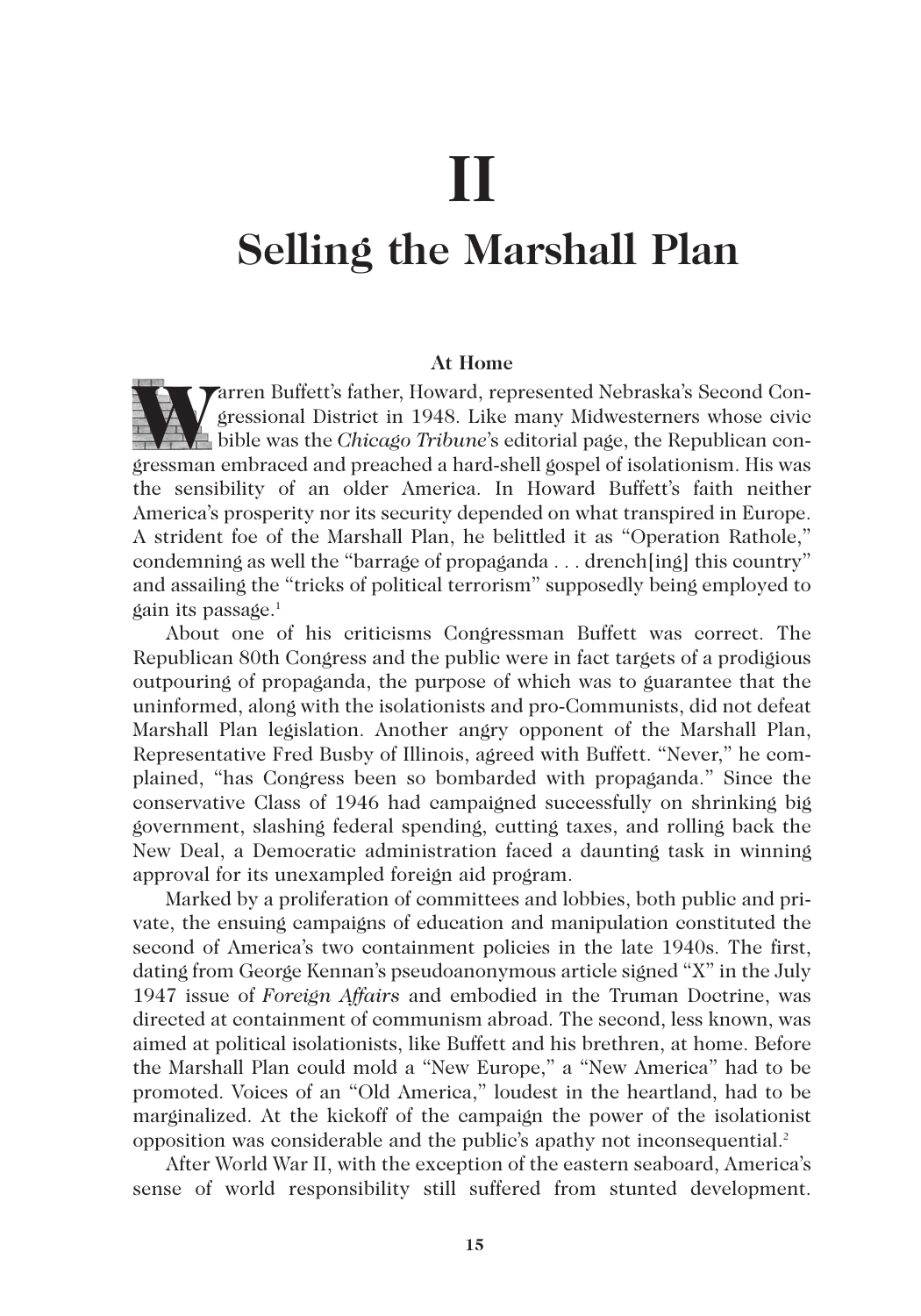# II

# Selling the Marshall Plan

## At Home

Warren Buffett's father, Howard, represented Nebraska's Second Congressional District in 1948. Like many Midwesterners whose civic bible was the *Chicago Tribune*'s editorial page, the Republican congressman embraced and preached a hard-shell gospel of isolationism. His was the sensibility of an older America. In Howard Buffett's faith neither America's prosperity nor its security depended on what transpired in Europe. A strident foe of the Marshall Plan, he belittled it as "Operation Rathole," condemning as well the "barrage of propaganda . . . drench[ing] this country" and assailing the "tricks of political terrorism" supposedly being employed to gain its passage.[1]

About one of his criticisms Congressman Buffett was correct. The Republican 80th Congress and the public were in fact targets of a prodigious outpouring of propaganda, the purpose of which was to guarantee that the uninformed, along with the isolationists and pro-Communists, did not defeat Marshall Plan legislation. Another angry opponent of the Marshall Plan, Representative Fred Busby of Illinois, agreed with Buffett. "Never," he complained, "has Congress been so bombarded with propaganda." Since the conservative Class of 1946 had campaigned successfully on shrinking big government, slashing federal spending, cutting taxes, and rolling back the New Deal, a Democratic administration faced a daunting task in winning approval for its unexampled foreign aid program.

Marked by a proliferation of committees and lobbies, both public and private, the ensuing campaigns of education and manipulation constituted the second of America's two containment policies in the late 1940s. The first, dating from George Kennan's pseudoanonymous article signed "X" in the July 1947 issue of *Foreign Affairs* and embodied in the Truman Doctrine, was directed at containment of communism abroad. The second, less known, was aimed at political isolationists, like Buffett and his brethren, at home. Before the Marshall Plan could mold a "New Europe," a "New America" had to be promoted. Voices of an "Old America," loudest in the heartland, had to be marginalized. At the kickoff of the campaign the power of the isolationist opposition was considerable and the public's apathy not inconsequential.[2]

After World War II, with the exception of the eastern seaboard, America's sense of world responsibility still suffered from stunted development.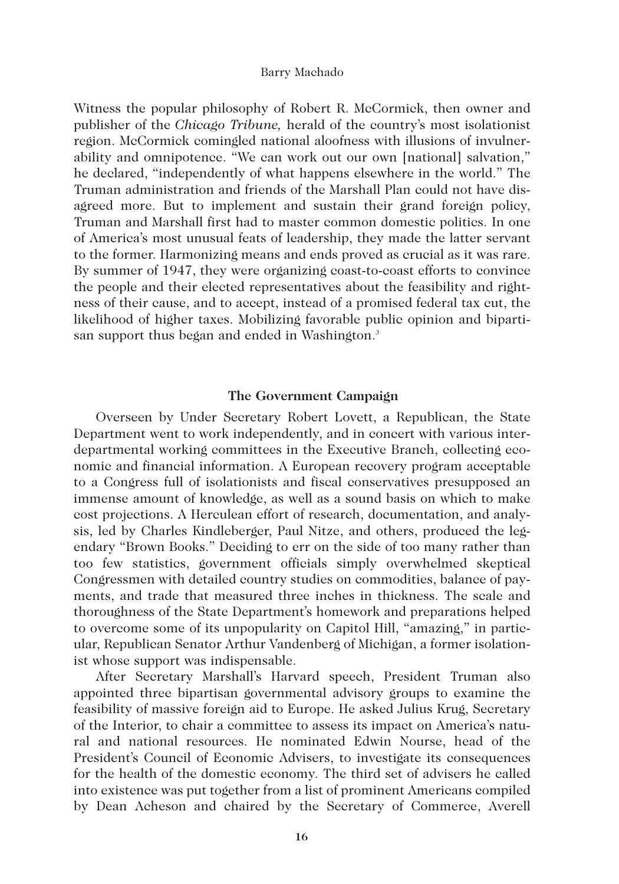Witness the popular philosophy of Robert R. McCormick, then owner and publisher of the *Chicago Tribune,* herald of the country's most isolationist region. McCormick comingled national aloofness with illusions of invulnerability and omnipotence. "We can work out our own [national] salvation," he declared, "independently of what happens elsewhere in the world." The Truman administration and friends of the Marshall Plan could not have disagreed more. But to implement and sustain their grand foreign policy, Truman and Marshall first had to master common domestic politics. In one of America's most unusual feats of leadership, they made the latter servant to the former. Harmonizing means and ends proved as crucial as it was rare. By summer of 1947, they were organizing coast-to-coast efforts to convince the people and their elected representatives about the feasibility and rightness of their cause, and to accept, instead of a promised federal tax cut, the likelihood of higher taxes. Mobilizing favorable public opinion and bipartisan support thus began and ended in Washington.[3]

### The Government Campaign

Overseen by Under Secretary Robert Lovett, a Republican, the State Department went to work independently, and in concert with various interdepartmental working committees in the Executive Branch, collecting economic and financial information. A European recovery program acceptable to a Congress full of isolationists and fiscal conservatives presupposed an immense amount of knowledge, as well as a sound basis on which to make cost projections. A Herculean effort of research, documentation, and analysis, led by Charles Kindleberger, Paul Nitze, and others, produced the legendary "Brown Books." Deciding to err on the side of too many rather than too few statistics, government officials simply overwhelmed skeptical Congressmen with detailed country studies on commodities, balance of payments, and trade that measured three inches in thickness. The scale and thoroughness of the State Department's homework and preparations helped to overcome some of its unpopularity on Capitol Hill, "amazing," in particular, Republican Senator Arthur Vandenberg of Michigan, a former isolationist whose support was indispensable.

After Secretary Marshall's Harvard speech, President Truman also appointed three bipartisan governmental advisory groups to examine the feasibility of massive foreign aid to Europe. He asked Julius Krug, Secretary of the Interior, to chair a committee to assess its impact on America's natural and national resources. He nominated Edwin Nourse, head of the President's Council of Economic Advisers, to investigate its consequences for the health of the domestic economy. The third set of advisers he called into existence was put together from a list of prominent Americans compiled by Dean Acheson and chaired by the Secretary of Commerce, Averell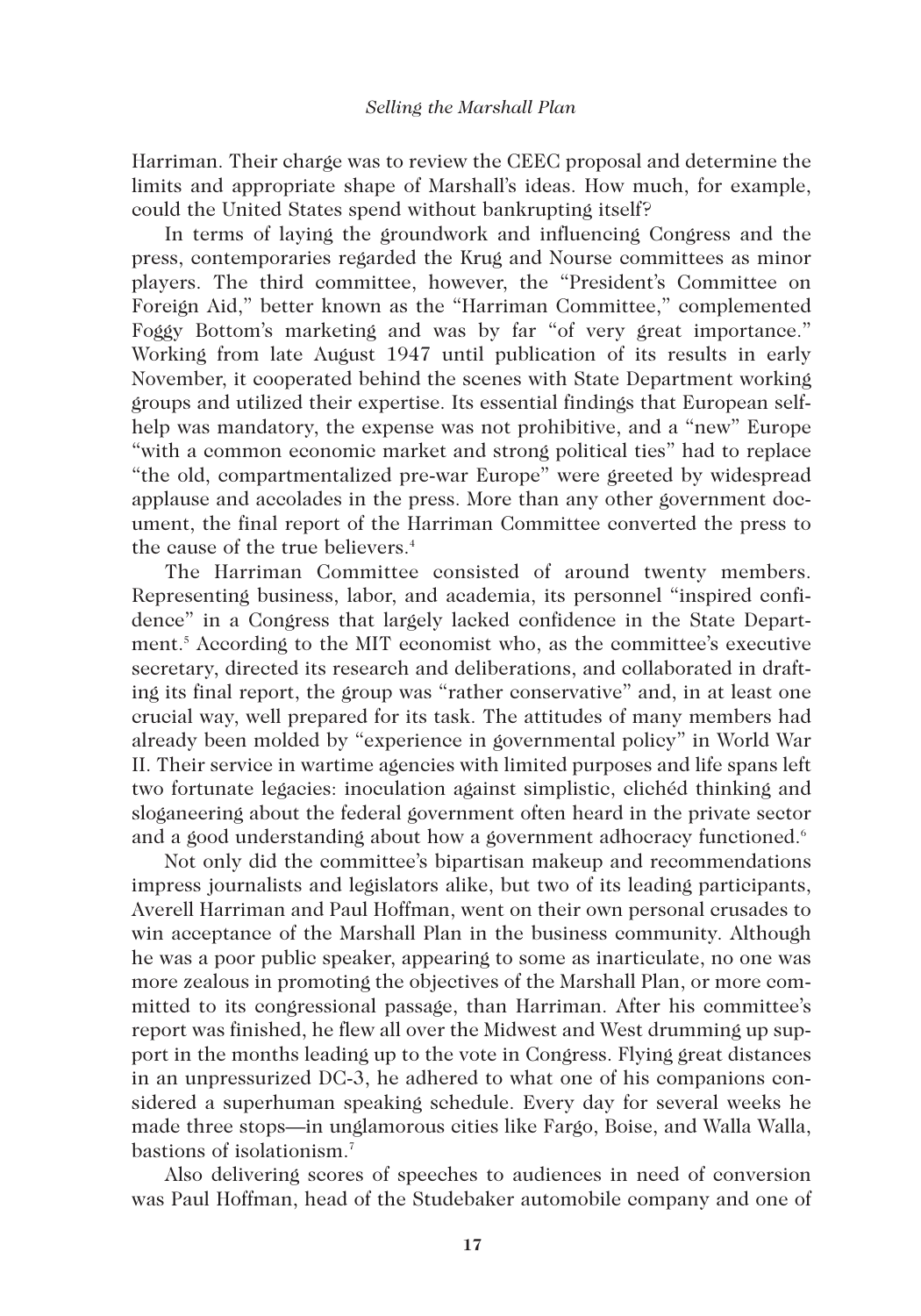Harriman. Their charge was to review the CEEC proposal and determine the limits and appropriate shape of Marshall's ideas. How much, for example, could the United States spend without bankrupting itself?

In terms of laying the groundwork and influencing Congress and the press, contemporaries regarded the Krug and Nourse committees as minor players. The third committee, however, the "President's Committee on Foreign Aid," better known as the "Harriman Committee," complemented Foggy Bottom's marketing and was by far "of very great importance." Working from late August 1947 until publication of its results in early November, it cooperated behind the scenes with State Department working groups and utilized their expertise. Its essential findings that European self-help was mandatory, the expense was not prohibitive, and a "new" Europe "with a common economic market and strong political ties" had to replace "the old, compartmentalized pre-war Europe" were greeted by widespread applause and accolades in the press. More than any other government document, the final report of the Harriman Committee converted the press to the cause of the true believers.[4]

The Harriman Committee consisted of around twenty members. Representing business, labor, and academia, its personnel "inspired confidence" in a Congress that largely lacked confidence in the State Department.[5] According to the MIT economist who, as the committee's executive secretary, directed its research and deliberations, and collaborated in drafting its final report, the group was "rather conservative" and, in at least one crucial way, well prepared for its task. The attitudes of many members had already been molded by "experience in governmental policy" in World War II. Their service in wartime agencies with limited purposes and life spans left two fortunate legacies: inoculation against simplistic, clichéd thinking and sloganeering about the federal government often heard in the private sector and a good understanding about how a government adhocracy functioned.[6]

Not only did the committee's bipartisan makeup and recommendations impress journalists and legislators alike, but two of its leading participants, Averell Harriman and Paul Hoffman, went on their own personal crusades to win acceptance of the Marshall Plan in the business community. Although he was a poor public speaker, appearing to some as inarticulate, no one was more zealous in promoting the objectives of the Marshall Plan, or more committed to its congressional passage, than Harriman. After his committee's report was finished, he flew all over the Midwest and West drumming up support in the months leading up to the vote in Congress. Flying great distances in an unpressurized DC-3, he adhered to what one of his companions considered a superhuman speaking schedule. Every day for several weeks he made three stops—in unglamorous cities like Fargo, Boise, and Walla Walla, bastions of isolationism.[7]

Also delivering scores of speeches to audiences in need of conversion was Paul Hoffman, head of the Studebaker automobile company and one of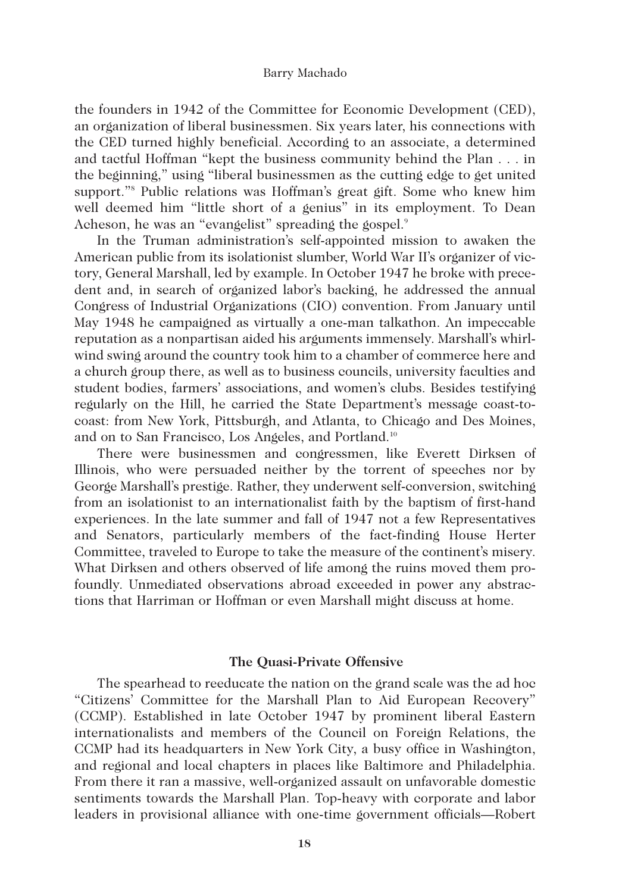the founders in 1942 of the Committee for Economic Development (CED), an organization of liberal businessmen. Six years later, his connections with the CED turned highly beneficial. According to an associate, a determined and tactful Hoffman "kept the business community behind the Plan . . . in the beginning," using "liberal businessmen as the cutting edge to get united support."[8] Public relations was Hoffman's great gift. Some who knew him well deemed him "little short of a genius" in its employment. To Dean Acheson, he was an "evangelist" spreading the gospel.[9]

In the Truman administration's self-appointed mission to awaken the American public from its isolationist slumber, World War II's organizer of victory, General Marshall, led by example. In October 1947 he broke with precedent and, in search of organized labor's backing, he addressed the annual Congress of Industrial Organizations (CIO) convention. From January until May 1948 he campaigned as virtually a one-man talkathon. An impeccable reputation as a nonpartisan aided his arguments immensely. Marshall's whirlwind swing around the country took him to a chamber of commerce here and a church group there, as well as to business councils, university faculties and student bodies, farmers' associations, and women's clubs. Besides testifying regularly on the Hill, he carried the State Department's message coast-to-coast: from New York, Pittsburgh, and Atlanta, to Chicago and Des Moines, and on to San Francisco, Los Angeles, and Portland.[10]

There were businessmen and congressmen, like Everett Dirksen of Illinois, who were persuaded neither by the torrent of speeches nor by George Marshall's prestige. Rather, they underwent self-conversion, switching from an isolationist to an internationalist faith by the baptism of first-hand experiences. In the late summer and fall of 1947 not a few Representatives and Senators, particularly members of the fact-finding House Herter Committee, traveled to Europe to take the measure of the continent's misery. What Dirksen and others observed of life among the ruins moved them profoundly. Unmediated observations abroad exceeded in power any abstractions that Harriman or Hoffman or even Marshall might discuss at home.

### The Quasi-Private Offensive

The spearhead to reeducate the nation on the grand scale was the ad hoc "Citizens' Committee for the Marshall Plan to Aid European Recovery" (CCMP). Established in late October 1947 by prominent liberal Eastern internationalists and members of the Council on Foreign Relations, the CCMP had its headquarters in New York City, a busy office in Washington, and regional and local chapters in places like Baltimore and Philadelphia. From there it ran a massive, well-organized assault on unfavorable domestic sentiments towards the Marshall Plan. Top-heavy with corporate and labor leaders in provisional alliance with one-time government officials—Robert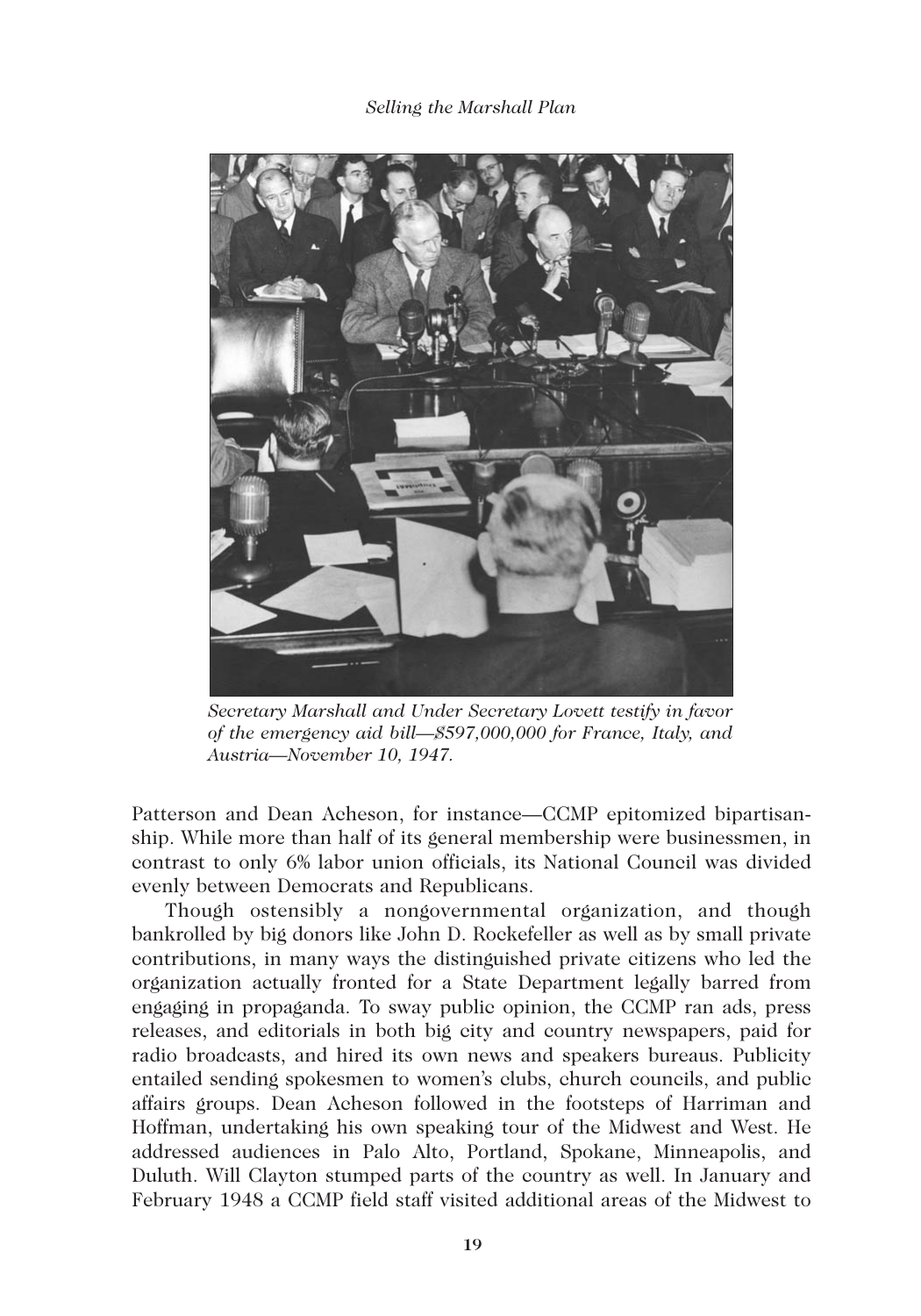*Secretary Marshall and Under Secretary Lovett testify in favor of the emergency aid bill—$597,000,000 for France, Italy, and Austria—November 10, 1947.*

Patterson and Dean Acheson, for instance—CCMP epitomized bipartisanship. While more than half of its general membership were businessmen, in contrast to only 6% labor union officials, its National Council was divided evenly between Democrats and Republicans.

Though ostensibly a nongovernmental organization, and though bankrolled by big donors like John D. Rockefeller as well as by small private contributions, in many ways the distinguished private citizens who led the organization actually fronted for a State Department legally barred from engaging in propaganda. To sway public opinion, the CCMP ran ads, press releases, and editorials in both big city and country newspapers, paid for radio broadcasts, and hired its own news and speakers bureaus. Publicity entailed sending spokesmen to women's clubs, church councils, and public affairs groups. Dean Acheson followed in the footsteps of Harriman and Hoffman, undertaking his own speaking tour of the Midwest and West. He addressed audiences in Palo Alto, Portland, Spokane, Minneapolis, and Duluth. Will Clayton stumped parts of the country as well. In January and February 1948 a CCMP field staff visited additional areas of the Midwest to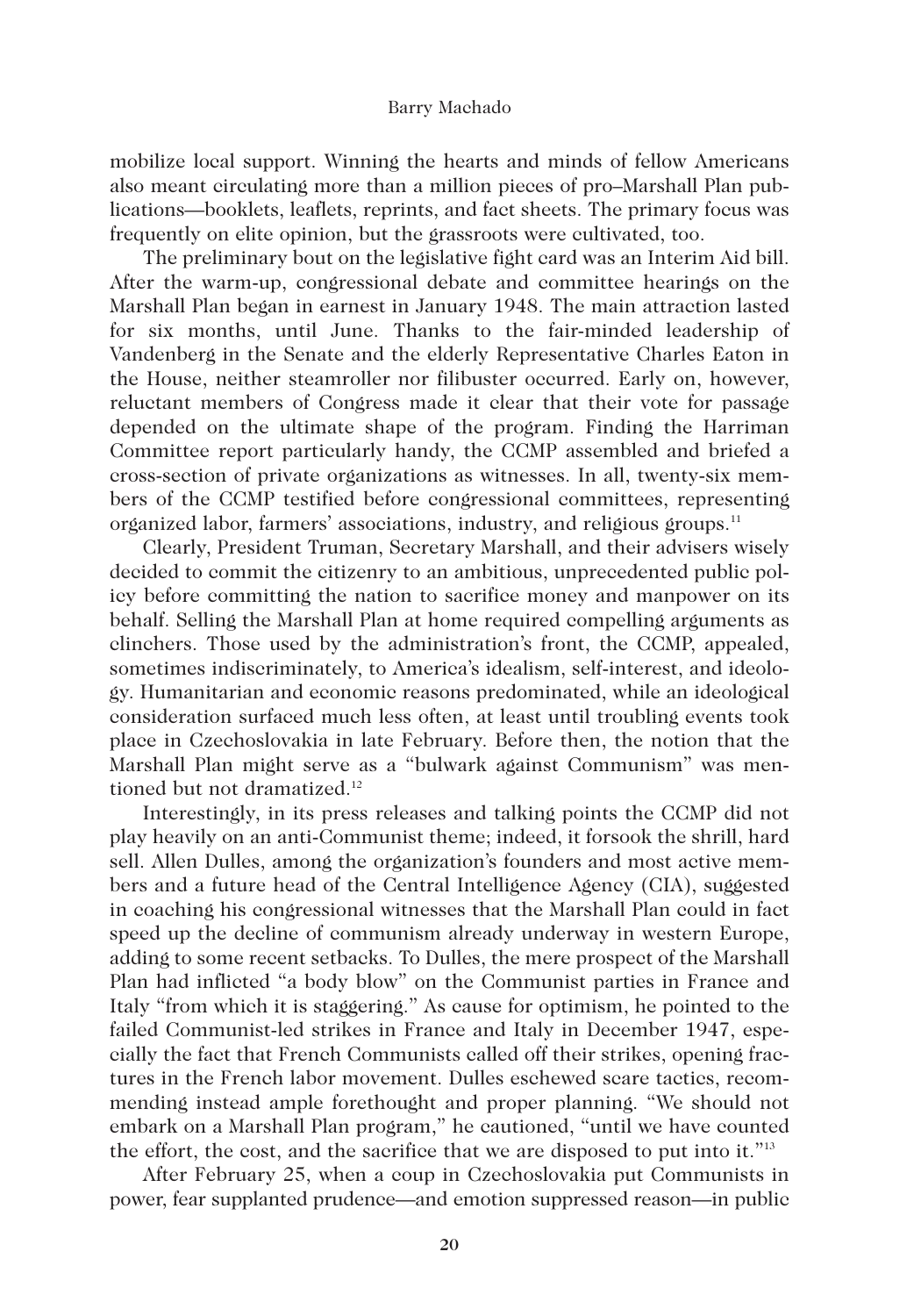mobilize local support. Winning the hearts and minds of fellow Americans also meant circulating more than a million pieces of pro–Marshall Plan publications—booklets, leaflets, reprints, and fact sheets. The primary focus was frequently on elite opinion, but the grassroots were cultivated, too.

The preliminary bout on the legislative fight card was an Interim Aid bill. After the warm-up, congressional debate and committee hearings on the Marshall Plan began in earnest in January 1948. The main attraction lasted for six months, until June. Thanks to the fair-minded leadership of Vandenberg in the Senate and the elderly Representative Charles Eaton in the House, neither steamroller nor filibuster occurred. Early on, however, reluctant members of Congress made it clear that their vote for passage depended on the ultimate shape of the program. Finding the Harriman Committee report particularly handy, the CCMP assembled and briefed a cross-section of private organizations as witnesses. In all, twenty-six members of the CCMP testified before congressional committees, representing organized labor, farmers' associations, industry, and religious groups.[11]

Clearly, President Truman, Secretary Marshall, and their advisers wisely decided to commit the citizenry to an ambitious, unprecedented public policy before committing the nation to sacrifice money and manpower on its behalf. Selling the Marshall Plan at home required compelling arguments as clinchers. Those used by the administration's front, the CCMP, appealed, sometimes indiscriminately, to America's idealism, self-interest, and ideology. Humanitarian and economic reasons predominated, while an ideological consideration surfaced much less often, at least until troubling events took place in Czechoslovakia in late February. Before then, the notion that the Marshall Plan might serve as a "bulwark against Communism" was mentioned but not dramatized.[12]

Interestingly, in its press releases and talking points the CCMP did not play heavily on an anti-Communist theme; indeed, it forsook the shrill, hard sell. Allen Dulles, among the organization's founders and most active members and a future head of the Central Intelligence Agency (CIA), suggested in coaching his congressional witnesses that the Marshall Plan could in fact speed up the decline of communism already underway in western Europe, adding to some recent setbacks. To Dulles, the mere prospect of the Marshall Plan had inflicted "a body blow" on the Communist parties in France and Italy "from which it is staggering." As cause for optimism, he pointed to the failed Communist-led strikes in France and Italy in December 1947, especially the fact that French Communists called off their strikes, opening fractures in the French labor movement. Dulles eschewed scare tactics, recommending instead ample forethought and proper planning. "We should not embark on a Marshall Plan program," he cautioned, "until we have counted the effort, the cost, and the sacrifice that we are disposed to put into it."[13]

After February 25, when a coup in Czechoslovakia put Communists in power, fear supplanted prudence—and emotion suppressed reason—in public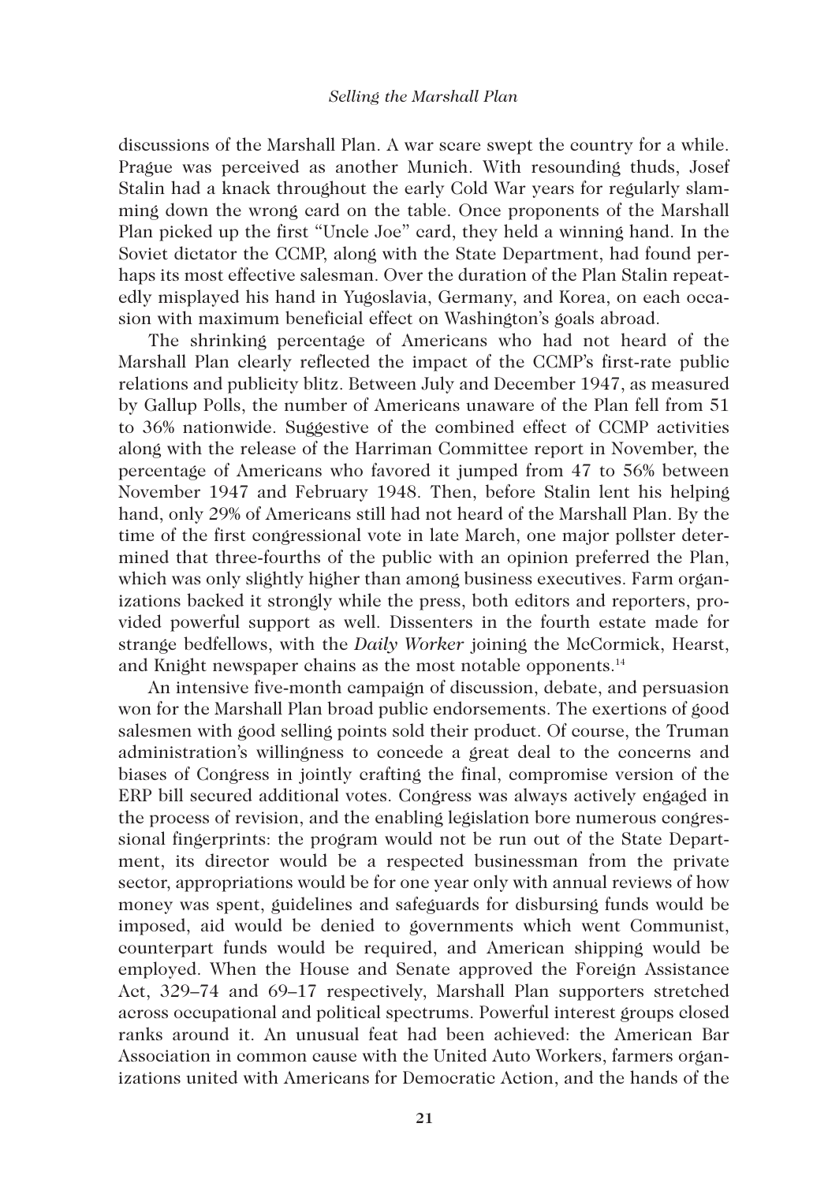discussions of the Marshall Plan. A war scare swept the country for a while. Prague was perceived as another Munich. With resounding thuds, Josef Stalin had a knack throughout the early Cold War years for regularly slamming down the wrong card on the table. Once proponents of the Marshall Plan picked up the first "Uncle Joe" card, they held a winning hand. In the Soviet dictator the CCMP, along with the State Department, had found perhaps its most effective salesman. Over the duration of the Plan Stalin repeatedly misplayed his hand in Yugoslavia, Germany, and Korea, on each occasion with maximum beneficial effect on Washington's goals abroad.

The shrinking percentage of Americans who had not heard of the Marshall Plan clearly reflected the impact of the CCMP's first-rate public relations and publicity blitz. Between July and December 1947, as measured by Gallup Polls, the number of Americans unaware of the Plan fell from 51 to 36% nationwide. Suggestive of the combined effect of CCMP activities along with the release of the Harriman Committee report in November, the percentage of Americans who favored it jumped from 47 to 56% between November 1947 and February 1948. Then, before Stalin lent his helping hand, only 29% of Americans still had not heard of the Marshall Plan. By the time of the first congressional vote in late March, one major pollster determined that three-fourths of the public with an opinion preferred the Plan, which was only slightly higher than among business executives. Farm organizations backed it strongly while the press, both editors and reporters, provided powerful support as well. Dissenters in the fourth estate made for strange bedfellows, with the *Daily Worker* joining the McCormick, Hearst, and Knight newspaper chains as the most notable opponents.[14]

An intensive five-month campaign of discussion, debate, and persuasion won for the Marshall Plan broad public endorsements. The exertions of good salesmen with good selling points sold their product. Of course, the Truman administration's willingness to concede a great deal to the concerns and biases of Congress in jointly crafting the final, compromise version of the ERP bill secured additional votes. Congress was always actively engaged in the process of revision, and the enabling legislation bore numerous congressional fingerprints: the program would not be run out of the State Department, its director would be a respected businessman from the private sector, appropriations would be for one year only with annual reviews of how money was spent, guidelines and safeguards for disbursing funds would be imposed, aid would be denied to governments which went Communist, counterpart funds would be required, and American shipping would be employed. When the House and Senate approved the Foreign Assistance Act, 329–74 and 69–17 respectively, Marshall Plan supporters stretched across occupational and political spectrums. Powerful interest groups closed ranks around it. An unusual feat had been achieved: the American Bar Association in common cause with the United Auto Workers, farmers organizations united with Americans for Democratic Action, and the hands of the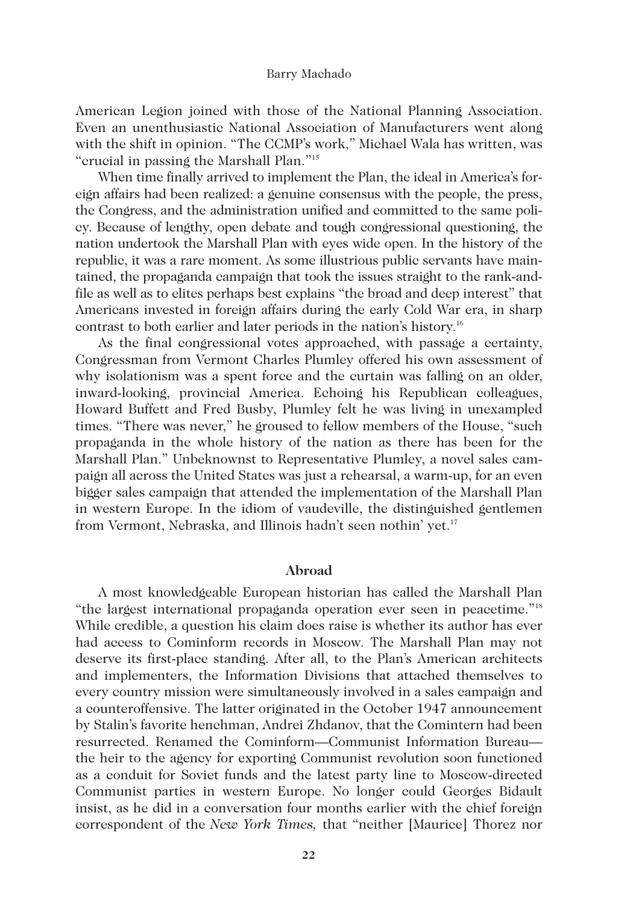American Legion joined with those of the National Planning Association. Even an unenthusiastic National Association of Manufacturers went along with the shift in opinion. "The CCMP's work," Michael Wala has written, was "crucial in passing the Marshall Plan."[15]

When time finally arrived to implement the Plan, the ideal in America's foreign affairs had been realized: a genuine consensus with the people, the press, the Congress, and the administration unified and committed to the same policy. Because of lengthy, open debate and tough congressional questioning, the nation undertook the Marshall Plan with eyes wide open. In the history of the republic, it was a rare moment. As some illustrious public servants have maintained, the propaganda campaign that took the issues straight to the rank-and-file as well as to elites perhaps best explains "the broad and deep interest" that Americans invested in foreign affairs during the early Cold War era, in sharp contrast to both earlier and later periods in the nation's history.[16]

As the final congressional votes approached, with passage a certainty, Congressman from Vermont Charles Plumley offered his own assessment of why isolationism was a spent force and the curtain was falling on an older, inward-looking, provincial America. Echoing his Republican colleagues, Howard Buffett and Fred Busby, Plumley felt he was living in unexampled times. "There was never," he groused to fellow members of the House, "such propaganda in the whole history of the nation as there has been for the Marshall Plan." Unbeknownst to Representative Plumley, a novel sales campaign all across the United States was just a rehearsal, a warm-up, for an even bigger sales campaign that attended the implementation of the Marshall Plan in western Europe. In the idiom of vaudeville, the distinguished gentlemen from Vermont, Nebraska, and Illinois hadn't seen nothin' yet.[17]

## Abroad

A most knowledgeable European historian has called the Marshall Plan "the largest international propaganda operation ever seen in peacetime."[18] While credible, a question his claim does raise is whether its author has ever had access to Cominform records in Moscow. The Marshall Plan may not deserve its first-place standing. After all, to the Plan's American architects and implementers, the Information Divisions that attached themselves to every country mission were simultaneously involved in a sales campaign and a counteroffensive. The latter originated in the October 1947 announcement by Stalin's favorite henchman, Andrei Zhdanov, that the Comintern had been resurrected. Renamed the Cominform—Communist Information Bureau—the heir to the agency for exporting Communist revolution soon functioned as a conduit for Soviet funds and the latest party line to Moscow-directed Communist parties in western Europe. No longer could Georges Bidault insist, as he did in a conversation four months earlier with the chief foreign correspondent of the *New York Times,* that "neither [Maurice] Thorez nor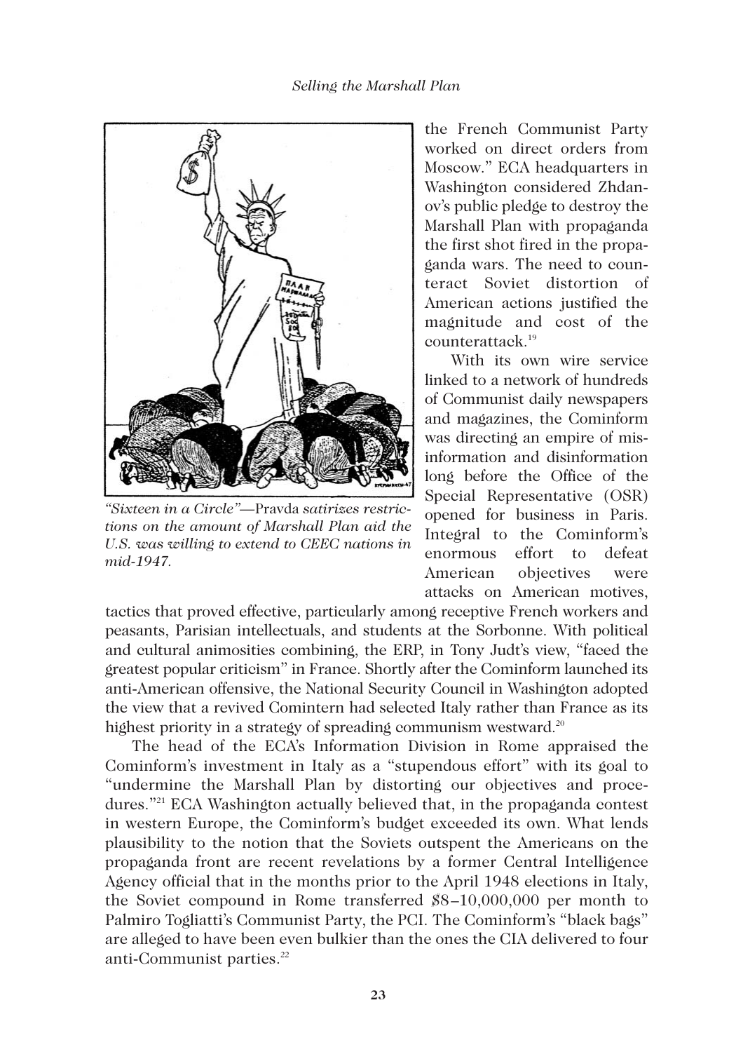the French Communist Party worked on direct orders from Moscow." ECA headquarters in Washington considered Zhdanov's public pledge to destroy the Marshall Plan with propaganda the first shot fired in the propaganda wars. The need to counteract Soviet distortion of American actions justified the magnitude and cost of the counterattack.[19]

*"Sixteen in a Circle"—*Pravda *satirizes restrictions on the amount of Marshall Plan aid the U.S. was willing to extend to CEEC nations in mid-1947.*

With its own wire service linked to a network of hundreds of Communist daily newspapers and magazines, the Cominform was directing an empire of misinformation and disinformation long before the Office of the Special Representative (OSR) opened for business in Paris. Integral to the Cominform's enormous effort to defeat American objectives were attacks on American motives, tactics that proved effective, particularly among receptive French workers and peasants, Parisian intellectuals, and students at the Sorbonne. With political and cultural animosities combining, the ERP, in Tony Judt's view, "faced the greatest popular criticism" in France. Shortly after the Cominform launched its anti-American offensive, the National Security Council in Washington adopted the view that a revived Comintern had selected Italy rather than France as its highest priority in a strategy of spreading communism westward.[20]

The head of the ECA's Information Division in Rome appraised the Cominform's investment in Italy as a "stupendous effort" with its goal to "undermine the Marshall Plan by distorting our objectives and procedures."[21] ECA Washington actually believed that, in the propaganda contest in western Europe, the Cominform's budget exceeded its own. What lends plausibility to the notion that the Soviets outspent the Americans on the propaganda front are recent revelations by a former Central Intelligence Agency official that in the months prior to the April 1948 elections in Italy, the Soviet compound in Rome transferred $8–10,000,000 per month to Palmiro Togliatti's Communist Party, the PCI. The Cominform's "black bags" are alleged to have been even bulkier than the ones the CIA delivered to four anti-Communist parties.[22]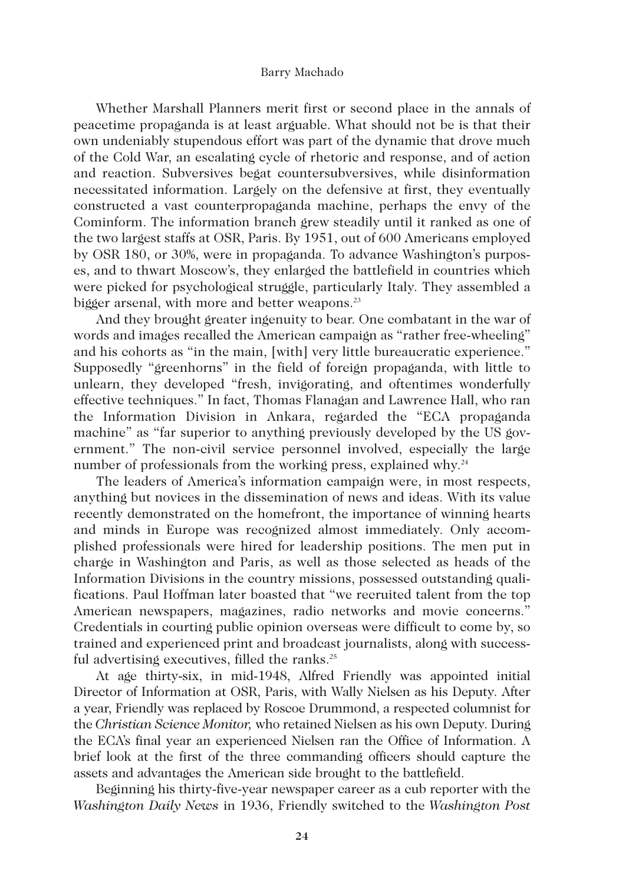Whether Marshall Planners merit first or second place in the annals of peacetime propaganda is at least arguable. What should not be is that their own undeniably stupendous effort was part of the dynamic that drove much of the Cold War, an escalating cycle of rhetoric and response, and of action and reaction. Subversives begat countersubversives, while disinformation necessitated information. Largely on the defensive at first, they eventually constructed a vast counterpropaganda machine, perhaps the envy of the Cominform. The information branch grew steadily until it ranked as one of the two largest staffs at OSR, Paris. By 1951, out of 600 Americans employed by OSR 180, or 30%, were in propaganda. To advance Washington's purposes, and to thwart Moscow's, they enlarged the battlefield in countries which were picked for psychological struggle, particularly Italy. They assembled a bigger arsenal, with more and better weapons.[23]

And they brought greater ingenuity to bear. One combatant in the war of words and images recalled the American campaign as "rather free-wheeling" and his cohorts as "in the main, [with] very little bureaucratic experience." Supposedly "greenhorns" in the field of foreign propaganda, with little to unlearn, they developed "fresh, invigorating, and oftentimes wonderfully effective techniques." In fact, Thomas Flanagan and Lawrence Hall, who ran the Information Division in Ankara, regarded the "ECA propaganda machine" as "far superior to anything previously developed by the US government." The non-civil service personnel involved, especially the large number of professionals from the working press, explained why.[24]

The leaders of America's information campaign were, in most respects, anything but novices in the dissemination of news and ideas. With its value recently demonstrated on the homefront, the importance of winning hearts and minds in Europe was recognized almost immediately. Only accomplished professionals were hired for leadership positions. The men put in charge in Washington and Paris, as well as those selected as heads of the Information Divisions in the country missions, possessed outstanding qualifications. Paul Hoffman later boasted that "we recruited talent from the top American newspapers, magazines, radio networks and movie concerns." Credentials in courting public opinion overseas were difficult to come by, so trained and experienced print and broadcast journalists, along with successful advertising executives, filled the ranks.[25]

At age thirty-six, in mid-1948, Alfred Friendly was appointed initial Director of Information at OSR, Paris, with Wally Nielsen as his Deputy. After a year, Friendly was replaced by Roscoe Drummond, a respected columnist for the *Christian Science Monitor,* who retained Nielsen as his own Deputy. During the ECA's final year an experienced Nielsen ran the Office of Information. A brief look at the first of the three commanding officers should capture the assets and advantages the American side brought to the battlefield.

Beginning his thirty-five-year newspaper career as a cub reporter with the *Washington Daily News* in 1936, Friendly switched to the *Washington Post*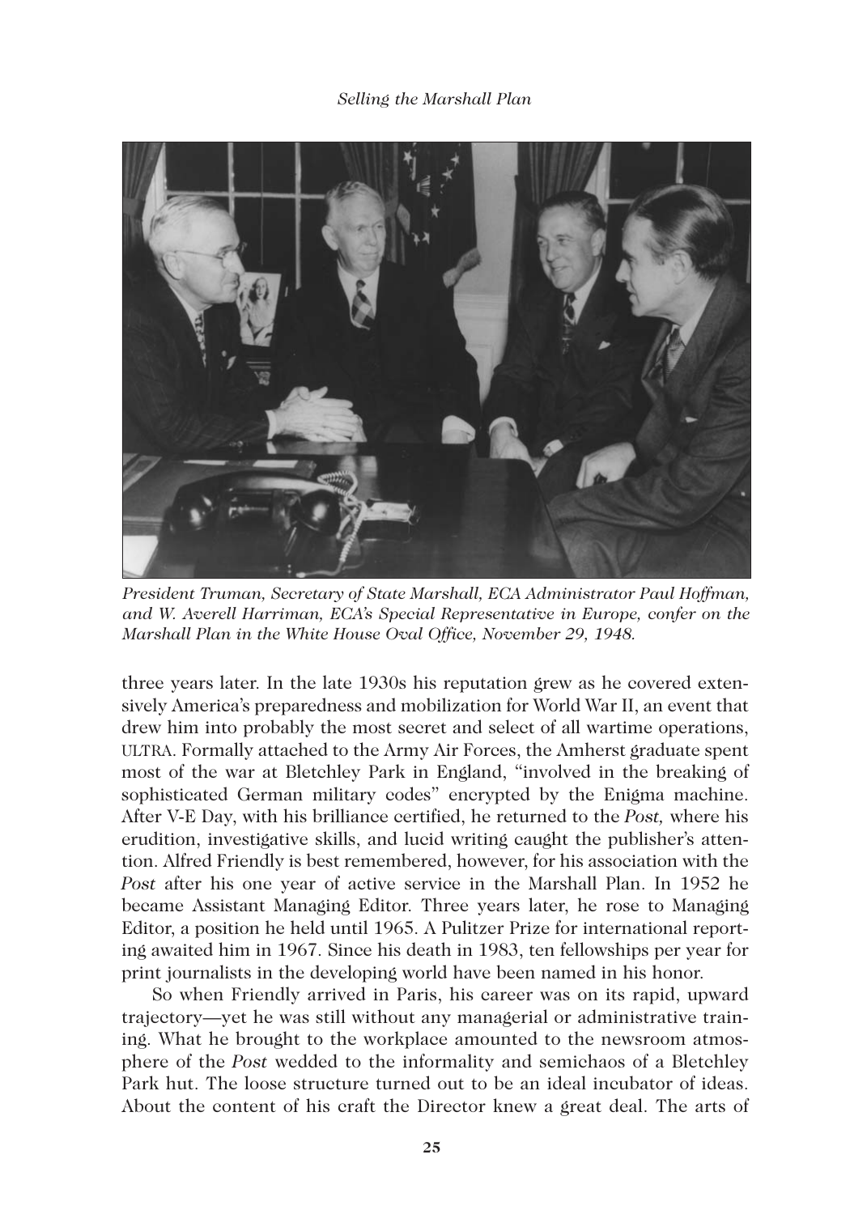*President Truman, Secretary of State Marshall, ECA Administrator Paul Hoffman, and W. Averell Harriman, ECA's Special Representative in Europe, confer on the Marshall Plan in the White House Oval Office, November 29, 1948.*

three years later. In the late 1930s his reputation grew as he covered extensively America's preparedness and mobilization for World War II, an event that drew him into probably the most secret and select of all wartime operations, ULTRA. Formally attached to the Army Air Forces, the Amherst graduate spent most of the war at Bletchley Park in England, "involved in the breaking of sophisticated German military codes" encrypted by the Enigma machine. After V-E Day, with his brilliance certified, he returned to the *Post,* where his erudition, investigative skills, and lucid writing caught the publisher's attention. Alfred Friendly is best remembered, however, for his association with the *Post* after his one year of active service in the Marshall Plan. In 1952 he became Assistant Managing Editor. Three years later, he rose to Managing Editor, a position he held until 1965. A Pulitzer Prize for international reporting awaited him in 1967. Since his death in 1983, ten fellowships per year for print journalists in the developing world have been named in his honor.

So when Friendly arrived in Paris, his career was on its rapid, upward trajectory—yet he was still without any managerial or administrative training. What he brought to the workplace amounted to the newsroom atmosphere of the *Post* wedded to the informality and semichaos of a Bletchley Park hut. The loose structure turned out to be an ideal incubator of ideas. About the content of his craft the Director knew a great deal. The arts of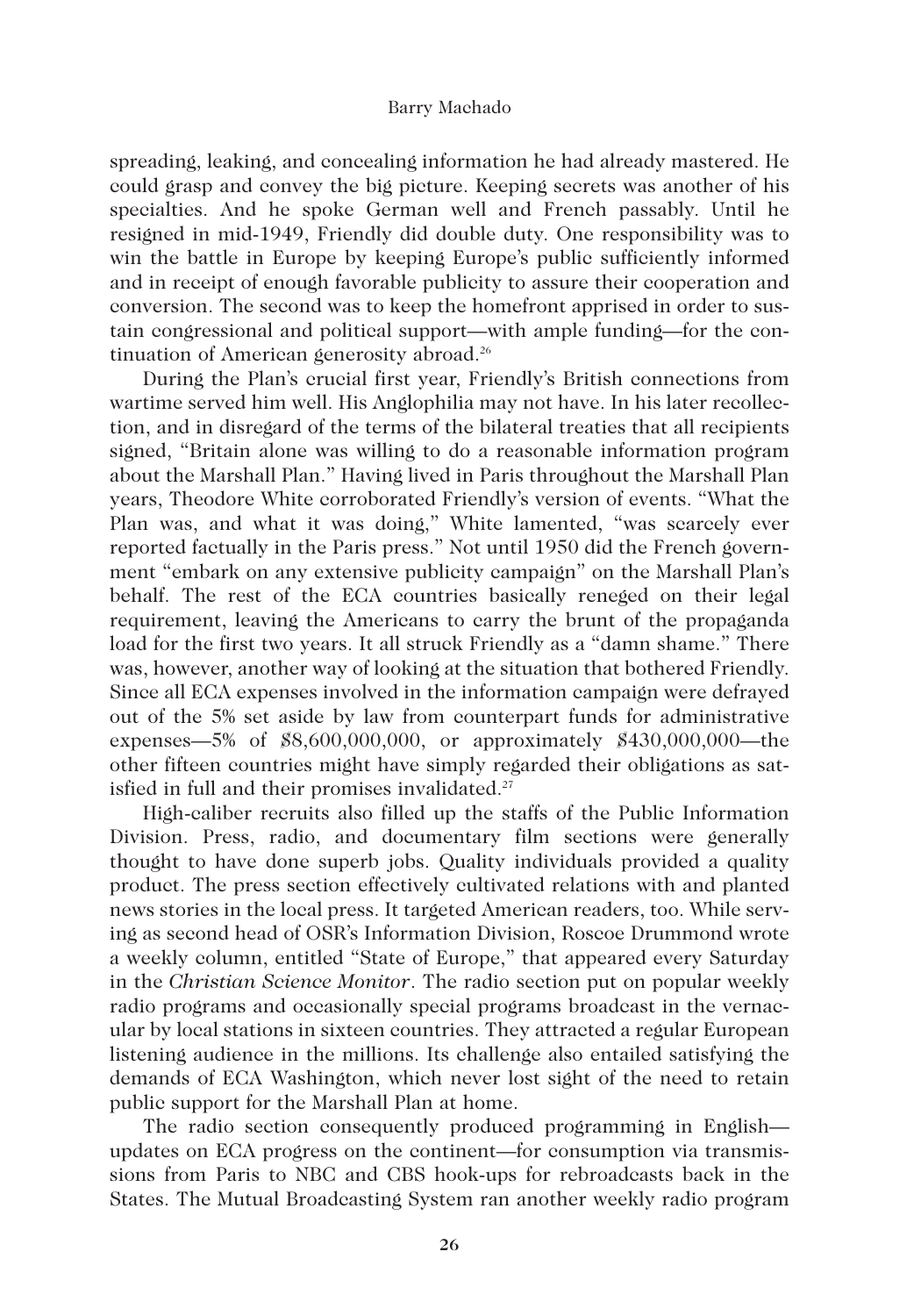spreading, leaking, and concealing information he had already mastered. He could grasp and convey the big picture. Keeping secrets was another of his specialties. And he spoke German well and French passably. Until he resigned in mid-1949, Friendly did double duty. One responsibility was to win the battle in Europe by keeping Europe's public sufficiently informed and in receipt of enough favorable publicity to assure their cooperation and conversion. The second was to keep the homefront apprised in order to sustain congressional and political support—with ample funding—for the continuation of American generosity abroad.[26]

During the Plan's crucial first year, Friendly's British connections from wartime served him well. His Anglophilia may not have. In his later recollection, and in disregard of the terms of the bilateral treaties that all recipients signed, "Britain alone was willing to do a reasonable information program about the Marshall Plan." Having lived in Paris throughout the Marshall Plan years, Theodore White corroborated Friendly's version of events. "What the Plan was, and what it was doing," White lamented, "was scarcely ever reported factually in the Paris press." Not until 1950 did the French government "embark on any extensive publicity campaign" on the Marshall Plan's behalf. The rest of the ECA countries basically reneged on their legal requirement, leaving the Americans to carry the brunt of the propaganda load for the first two years. It all struck Friendly as a "damn shame." There was, however, another way of looking at the situation that bothered Friendly. Since all ECA expenses involved in the information campaign were defrayed out of the 5% set aside by law from counterpart funds for administrative expenses—5% of $8,600,000,000, or approximately $430,000,000—the other fifteen countries might have simply regarded their obligations as satisfied in full and their promises invalidated.[27]

High-caliber recruits also filled up the staffs of the Public Information Division. Press, radio, and documentary film sections were generally thought to have done superb jobs. Quality individuals provided a quality product. The press section effectively cultivated relations with and planted news stories in the local press. It targeted American readers, too. While serving as second head of OSR's Information Division, Roscoe Drummond wrote a weekly column, entitled "State of Europe," that appeared every Saturday in the *Christian Science Monitor*. The radio section put on popular weekly radio programs and occasionally special programs broadcast in the vernacular by local stations in sixteen countries. They attracted a regular European listening audience in the millions. Its challenge also entailed satisfying the demands of ECA Washington, which never lost sight of the need to retain public support for the Marshall Plan at home.

The radio section consequently produced programming in English—updates on ECA progress on the continent—for consumption via transmissions from Paris to NBC and CBS hook-ups for rebroadcasts back in the States. The Mutual Broadcasting System ran another weekly radio program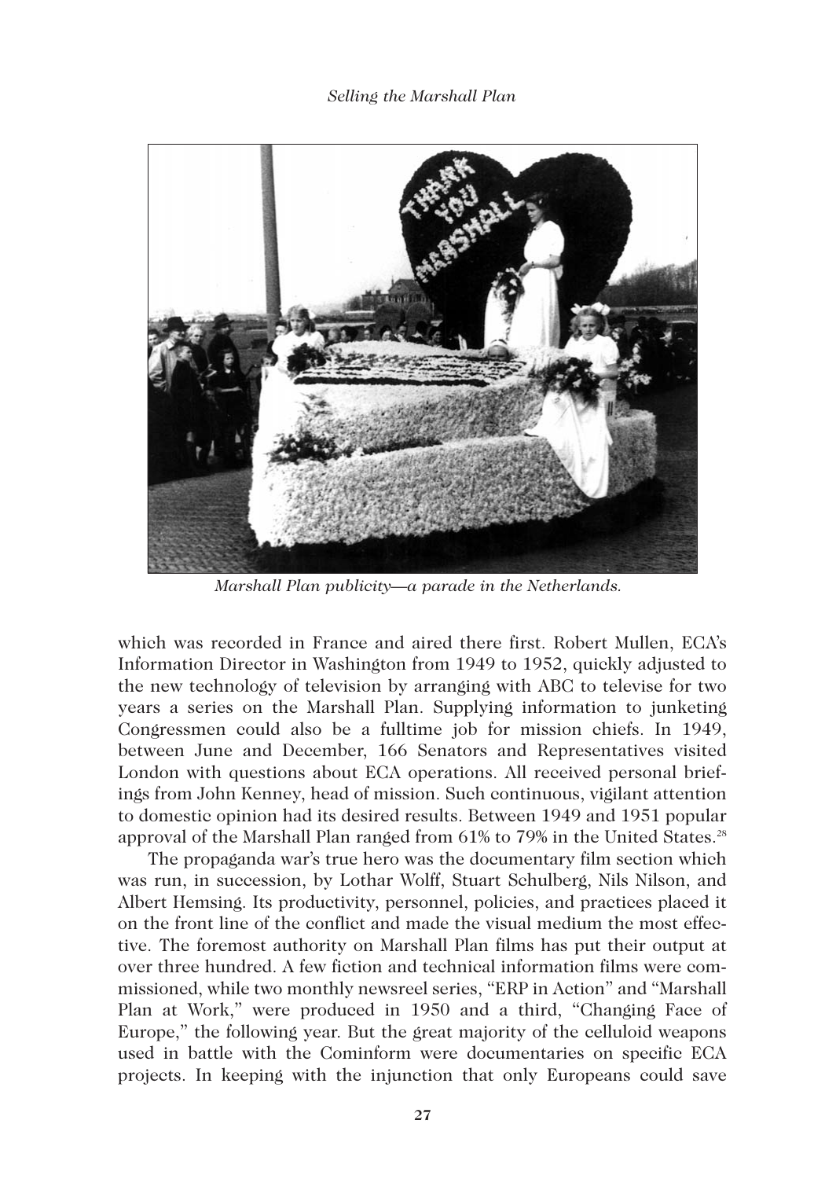*Marshall Plan publicity—a parade in the Netherlands.*

which was recorded in France and aired there first. Robert Mullen, ECA's Information Director in Washington from 1949 to 1952, quickly adjusted to the new technology of television by arranging with ABC to televise for two years a series on the Marshall Plan. Supplying information to junketing Congressmen could also be a fulltime job for mission chiefs. In 1949, between June and December, 166 Senators and Representatives visited London with questions about ECA operations. All received personal briefings from John Kenney, head of mission. Such continuous, vigilant attention to domestic opinion had its desired results. Between 1949 and 1951 popular approval of the Marshall Plan ranged from 61% to 79% in the United States.[28]

The propaganda war's true hero was the documentary film section which was run, in succession, by Lothar Wolff, Stuart Schulberg, Nils Nilson, and Albert Hemsing. Its productivity, personnel, policies, and practices placed it on the front line of the conflict and made the visual medium the most effective. The foremost authority on Marshall Plan films has put their output at over three hundred. A few fiction and technical information films were commissioned, while two monthly newsreel series, "ERP in Action" and "Marshall Plan at Work," were produced in 1950 and a third, "Changing Face of Europe," the following year. But the great majority of the celluloid weapons used in battle with the Cominform were documentaries on specific ECA projects. In keeping with the injunction that only Europeans could save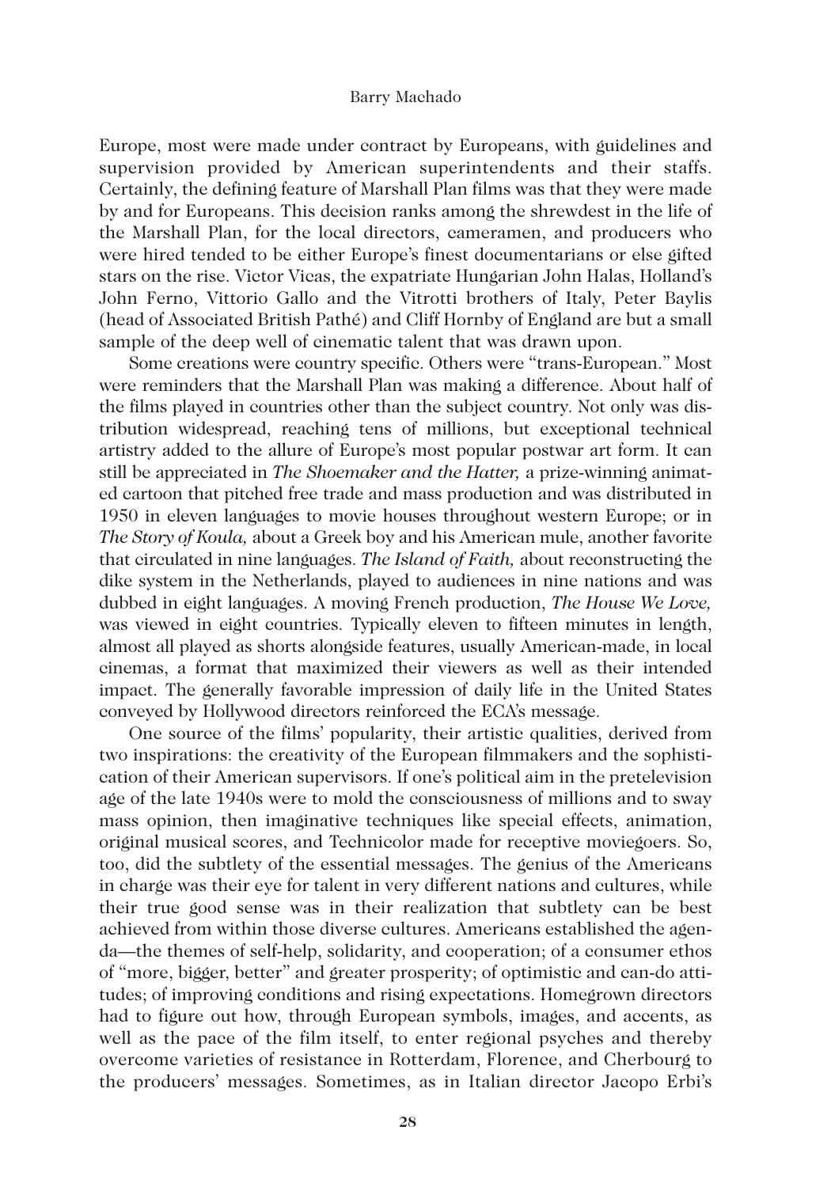Europe, most were made under contract by Europeans, with guidelines and supervision provided by American superintendents and their staffs. Certainly, the defining feature of Marshall Plan films was that they were made by and for Europeans. This decision ranks among the shrewdest in the life of the Marshall Plan, for the local directors, cameramen, and producers who were hired tended to be either Europe's finest documentarians or else gifted stars on the rise. Victor Vicas, the expatriate Hungarian John Halas, Holland's John Ferno, Vittorio Gallo and the Vitrotti brothers of Italy, Peter Baylis (head of Associated British Pathé) and Cliff Hornby of England are but a small sample of the deep well of cinematic talent that was drawn upon.

Some creations were country specific. Others were "trans-European." Most were reminders that the Marshall Plan was making a difference. About half of the films played in countries other than the subject country. Not only was distribution widespread, reaching tens of millions, but exceptional technical artistry added to the allure of Europe's most popular postwar art form. It can still be appreciated in *The Shoemaker and the Hatter,* a prize-winning animated cartoon that pitched free trade and mass production and was distributed in 1950 in eleven languages to movie houses throughout western Europe; or in *The Story of Koula,* about a Greek boy and his American mule, another favorite that circulated in nine languages. *The Island of Faith,* about reconstructing the dike system in the Netherlands, played to audiences in nine nations and was dubbed in eight languages. A moving French production, *The House We Love,* was viewed in eight countries. Typically eleven to fifteen minutes in length, almost all played as shorts alongside features, usually American-made, in local cinemas, a format that maximized their viewers as well as their intended impact. The generally favorable impression of daily life in the United States conveyed by Hollywood directors reinforced the ECA's message.

One source of the films' popularity, their artistic qualities, derived from two inspirations: the creativity of the European filmmakers and the sophistication of their American supervisors. If one's political aim in the pretelevision age of the late 1940s were to mold the consciousness of millions and to sway mass opinion, then imaginative techniques like special effects, animation, original musical scores, and Technicolor made for receptive moviegoers. So, too, did the subtlety of the essential messages. The genius of the Americans in charge was their eye for talent in very different nations and cultures, while their true good sense was in their realization that subtlety can be best achieved from within those diverse cultures. Americans established the agenda—the themes of self-help, solidarity, and cooperation; of a consumer ethos of "more, bigger, better" and greater prosperity; of optimistic and can-do attitudes; of improving conditions and rising expectations. Homegrown directors had to figure out how, through European symbols, images, and accents, as well as the pace of the film itself, to enter regional psyches and thereby overcome varieties of resistance in Rotterdam, Florence, and Cherbourg to the producers' messages. Sometimes, as in Italian director Jacopo Erbi's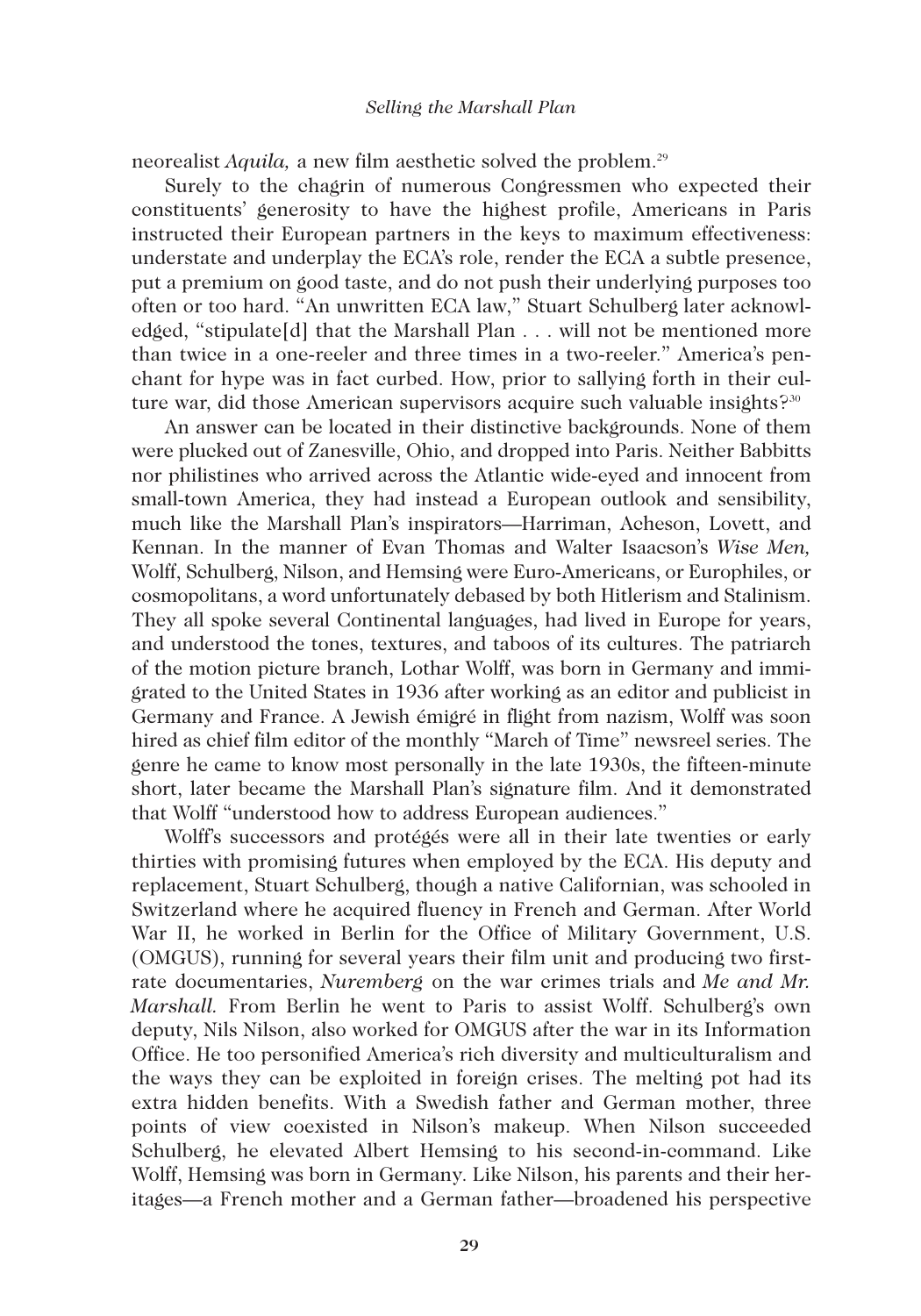neorealist *Aquila,* a new film aesthetic solved the problem.[29]

Surely to the chagrin of numerous Congressmen who expected their constituents' generosity to have the highest profile, Americans in Paris instructed their European partners in the keys to maximum effectiveness: understate and underplay the ECA's role, render the ECA a subtle presence, put a premium on good taste, and do not push their underlying purposes too often or too hard. "An unwritten ECA law," Stuart Schulberg later acknowledged, "stipulate[d] that the Marshall Plan . . . will not be mentioned more than twice in a one-reeler and three times in a two-reeler." America's penchant for hype was in fact curbed. How, prior to sallying forth in their culture war, did those American supervisors acquire such valuable insights?[30]

An answer can be located in their distinctive backgrounds. None of them were plucked out of Zanesville, Ohio, and dropped into Paris. Neither Babbitts nor philistines who arrived across the Atlantic wide-eyed and innocent from small-town America, they had instead a European outlook and sensibility, much like the Marshall Plan's inspirators—Harriman, Acheson, Lovett, and Kennan. In the manner of Evan Thomas and Walter Isaacson's *Wise Men,* Wolff, Schulberg, Nilson, and Hemsing were Euro-Americans, or Europhiles, or cosmopolitans, a word unfortunately debased by both Hitlerism and Stalinism. They all spoke several Continental languages, had lived in Europe for years, and understood the tones, textures, and taboos of its cultures. The patriarch of the motion picture branch, Lothar Wolff, was born in Germany and immigrated to the United States in 1936 after working as an editor and publicist in Germany and France. A Jewish émigré in flight from nazism, Wolff was soon hired as chief film editor of the monthly "March of Time" newsreel series. The genre he came to know most personally in the late 1930s, the fifteen-minute short, later became the Marshall Plan's signature film. And it demonstrated that Wolff "understood how to address European audiences."

Wolff's successors and protégés were all in their late twenties or early thirties with promising futures when employed by the ECA. His deputy and replacement, Stuart Schulberg, though a native Californian, was schooled in Switzerland where he acquired fluency in French and German. After World War II, he worked in Berlin for the Office of Military Government, U.S. (OMGUS), running for several years their film unit and producing two first-rate documentaries, *Nuremberg* on the war crimes trials and *Me and Mr. Marshall.* From Berlin he went to Paris to assist Wolff. Schulberg's own deputy, Nils Nilson, also worked for OMGUS after the war in its Information Office. He too personified America's rich diversity and multiculturalism and the ways they can be exploited in foreign crises. The melting pot had its extra hidden benefits. With a Swedish father and German mother, three points of view coexisted in Nilson's makeup. When Nilson succeeded Schulberg, he elevated Albert Hemsing to his second-in-command. Like Wolff, Hemsing was born in Germany. Like Nilson, his parents and their heritages—a French mother and a German father—broadened his perspective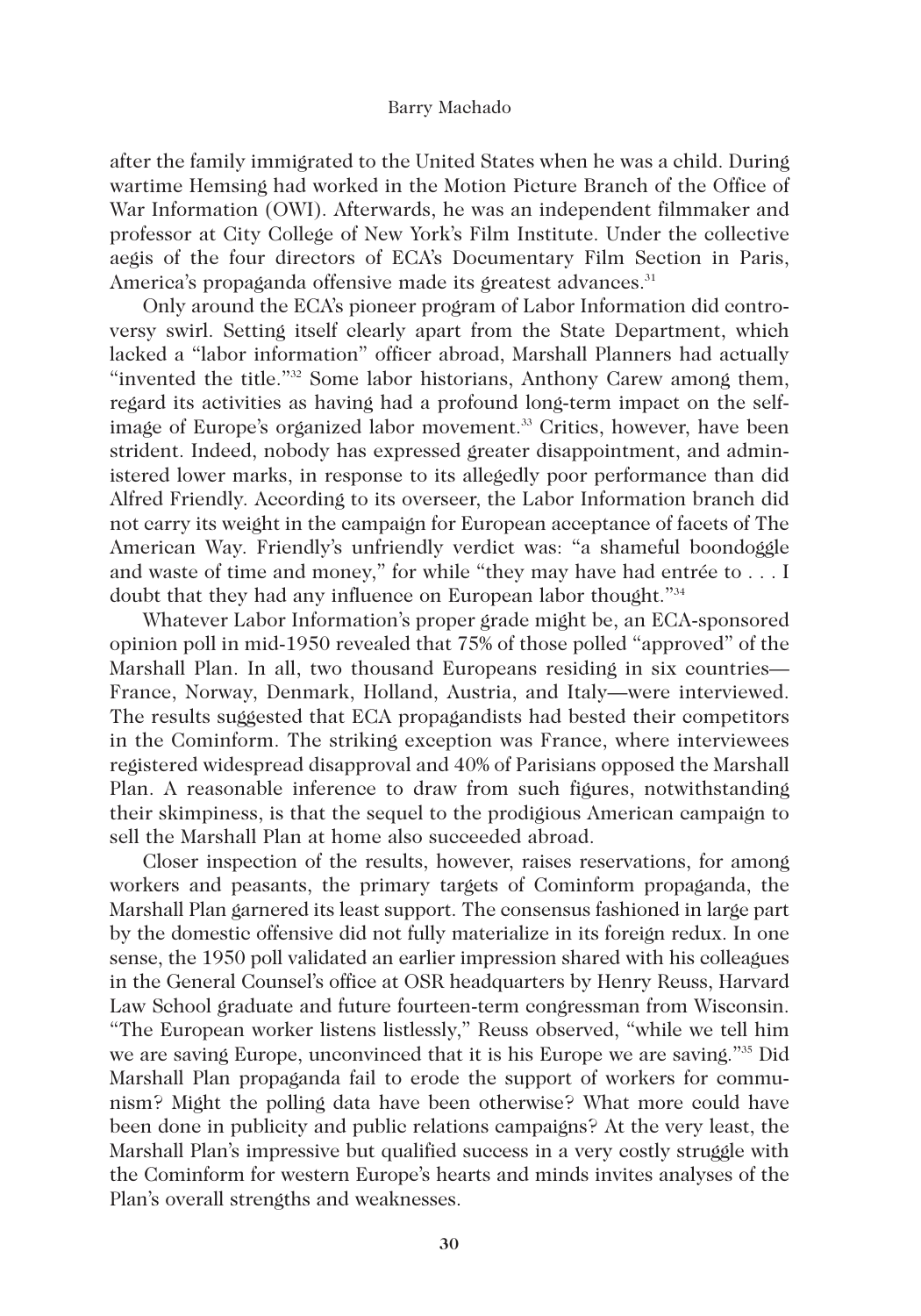after the family immigrated to the United States when he was a child. During wartime Hemsing had worked in the Motion Picture Branch of the Office of War Information (OWI). Afterwards, he was an independent filmmaker and professor at City College of New York's Film Institute. Under the collective aegis of the four directors of ECA's Documentary Film Section in Paris, America's propaganda offensive made its greatest advances.[31]

Only around the ECA's pioneer program of Labor Information did controversy swirl. Setting itself clearly apart from the State Department, which lacked a "labor information" officer abroad, Marshall Planners had actually "invented the title."[32] Some labor historians, Anthony Carew among them, regard its activities as having had a profound long-term impact on the self-image of Europe's organized labor movement.[33] Critics, however, have been strident. Indeed, nobody has expressed greater disappointment, and administered lower marks, in response to its allegedly poor performance than did Alfred Friendly. According to its overseer, the Labor Information branch did not carry its weight in the campaign for European acceptance of facets of The American Way. Friendly's unfriendly verdict was: "a shameful boondoggle and waste of time and money," for while "they may have had entrée to . . . I doubt that they had any influence on European labor thought."[34]

Whatever Labor Information's proper grade might be, an ECA-sponsored opinion poll in mid-1950 revealed that 75% of those polled "approved" of the Marshall Plan. In all, two thousand Europeans residing in six countries—France, Norway, Denmark, Holland, Austria, and Italy—were interviewed. The results suggested that ECA propagandists had bested their competitors in the Cominform. The striking exception was France, where interviewees registered widespread disapproval and 40% of Parisians opposed the Marshall Plan. A reasonable inference to draw from such figures, notwithstanding their skimpiness, is that the sequel to the prodigious American campaign to sell the Marshall Plan at home also succeeded abroad.

Closer inspection of the results, however, raises reservations, for among workers and peasants, the primary targets of Cominform propaganda, the Marshall Plan garnered its least support. The consensus fashioned in large part by the domestic offensive did not fully materialize in its foreign redux. In one sense, the 1950 poll validated an earlier impression shared with his colleagues in the General Counsel's office at OSR headquarters by Henry Reuss, Harvard Law School graduate and future fourteen-term congressman from Wisconsin. "The European worker listens listlessly," Reuss observed, "while we tell him we are saving Europe, unconvinced that it is his Europe we are saving."[35] Did Marshall Plan propaganda fail to erode the support of workers for communism? Might the polling data have been otherwise? What more could have been done in publicity and public relations campaigns? At the very least, the Marshall Plan's impressive but qualified success in a very costly struggle with the Cominform for western Europe's hearts and minds invites analyses of the Plan's overall strengths and weaknesses.